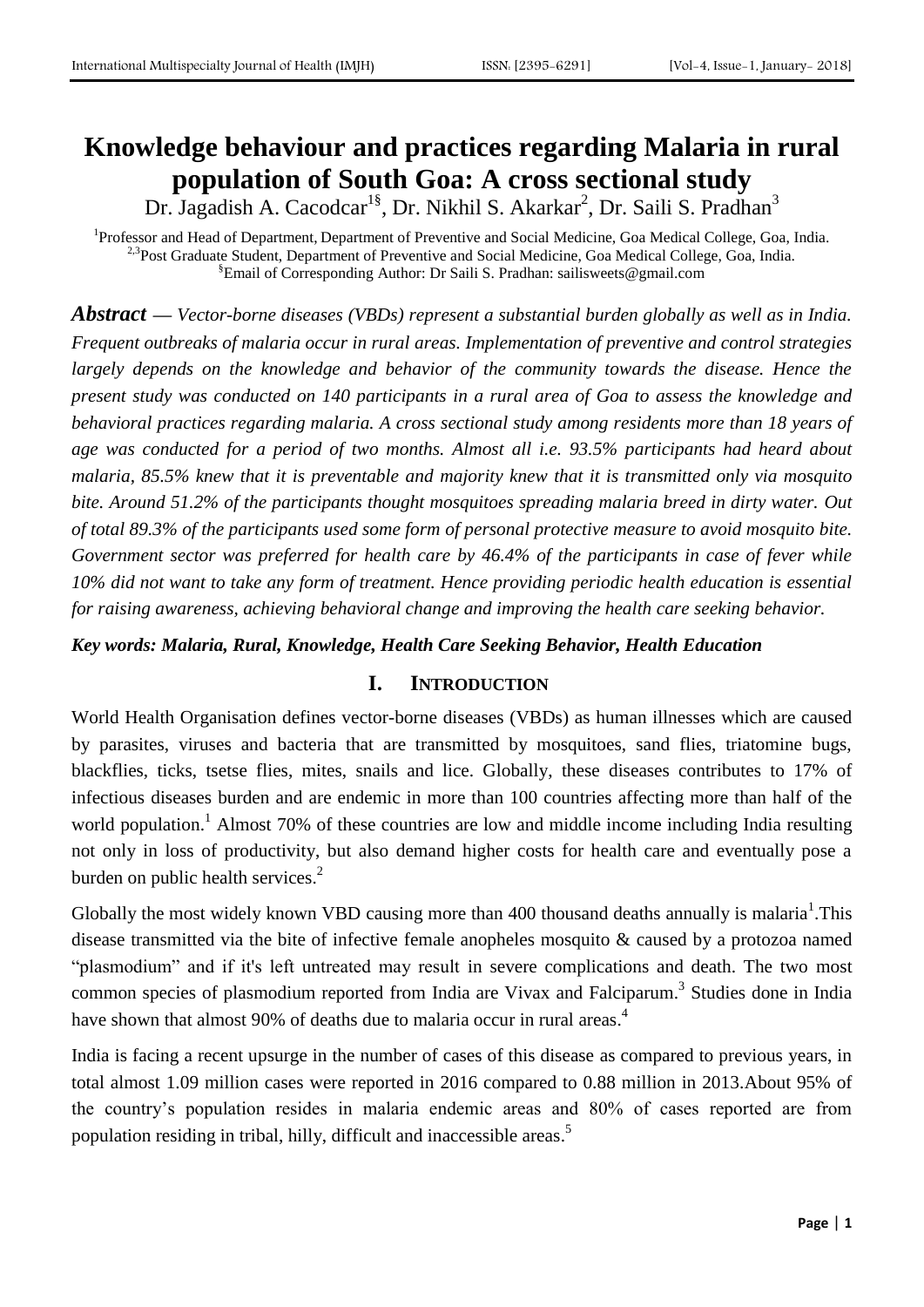# Knowledge behaviour and practices regarding Malaria in rural population of South Goa: A cross sectional study

Dr. Jagadish A. Cacodcar[1§], Dr. Nikhil S. Akarkar[2], Dr. Saili S. Pradhan[3]

[1]Professor and Head of Department, Department of Preventive and Social Medicine, Goa Medical College, Goa, India.
[2,3]Post Graduate Student, Department of Preventive and Social Medicine, Goa Medical College, Goa, India.
[§]Email of Corresponding Author: Dr Saili S. Pradhan: sailisweets@gmail.com

***Abstract*** — *Vector-borne diseases (VBDs) represent a substantial burden globally as well as in India. Frequent outbreaks of malaria occur in rural areas. Implementation of preventive and control strategies largely depends on the knowledge and behavior of the community towards the disease. Hence the present study was conducted on 140 participants in a rural area of Goa to assess the knowledge and behavioral practices regarding malaria. A cross sectional study among residents more than 18 years of age was conducted for a period of two months. Almost all i.e. 93.5% participants had heard about malaria, 85.5% knew that it is preventable and majority knew that it is transmitted only via mosquito bite. Around 51.2% of the participants thought mosquitoes spreading malaria breed in dirty water. Out of total 89.3% of the participants used some form of personal protective measure to avoid mosquito bite. Government sector was preferred for health care by 46.4% of the participants in case of fever while 10% did not want to take any form of treatment. Hence providing periodic health education is essential for raising awareness, achieving behavioral change and improving the health care seeking behavior.*

***Key words: Malaria, Rural, Knowledge, Health Care Seeking Behavior, Health Education***

## I. INTRODUCTION

World Health Organisation defines vector-borne diseases (VBDs) as human illnesses which are caused by parasites, viruses and bacteria that are transmitted by mosquitoes, sand flies, triatomine bugs, blackflies, ticks, tsetse flies, mites, snails and lice. Globally, these diseases contributes to 17% of infectious diseases burden and are endemic in more than 100 countries affecting more than half of the world population.[1] Almost 70% of these countries are low and middle income including India resulting not only in loss of productivity, but also demand higher costs for health care and eventually pose a burden on public health services.[2]

Globally the most widely known VBD causing more than 400 thousand deaths annually is malaria[1].This disease transmitted via the bite of infective female anopheles mosquito & caused by a protozoa named "plasmodium" and if it's left untreated may result in severe complications and death. The two most common species of plasmodium reported from India are Vivax and Falciparum.[3] Studies done in India have shown that almost 90% of deaths due to malaria occur in rural areas.[4]

India is facing a recent upsurge in the number of cases of this disease as compared to previous years, in total almost 1.09 million cases were reported in 2016 compared to 0.88 million in 2013.About 95% of the country's population resides in malaria endemic areas and 80% of cases reported are from population residing in tribal, hilly, difficult and inaccessible areas.[5]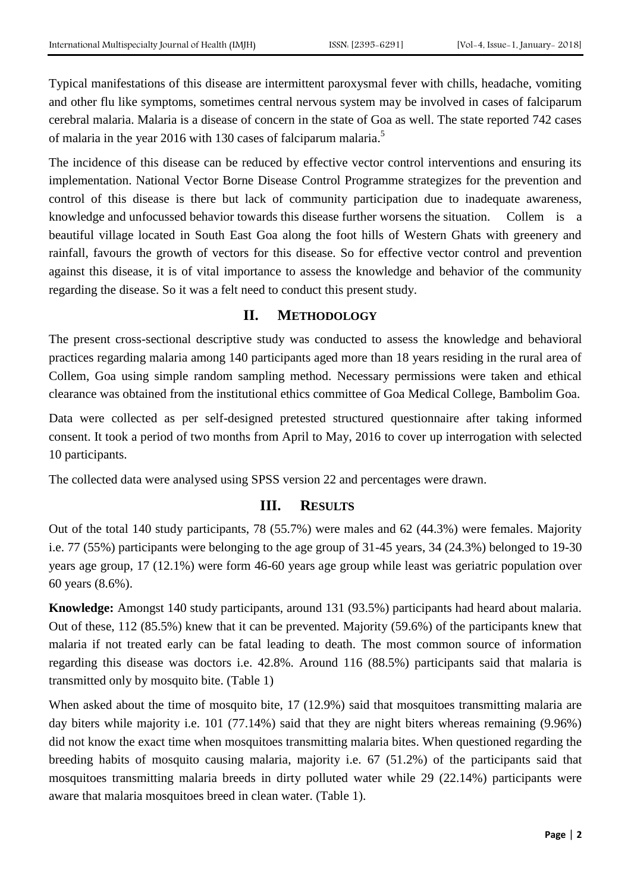Typical manifestations of this disease are intermittent paroxysmal fever with chills, headache, vomiting and other flu like symptoms, sometimes central nervous system may be involved in cases of falciparum cerebral malaria. Malaria is a disease of concern in the state of Goa as well. The state reported 742 cases of malaria in the year 2016 with 130 cases of falciparum malaria.[5]

The incidence of this disease can be reduced by effective vector control interventions and ensuring its implementation. National Vector Borne Disease Control Programme strategizes for the prevention and control of this disease is there but lack of community participation due to inadequate awareness, knowledge and unfocussed behavior towards this disease further worsens the situation. Collem is a beautiful village located in South East Goa along the foot hills of Western Ghats with greenery and rainfall, favours the growth of vectors for this disease. So for effective vector control and prevention against this disease, it is of vital importance to assess the knowledge and behavior of the community regarding the disease. So it was a felt need to conduct this present study.

## II. Methodology

The present cross-sectional descriptive study was conducted to assess the knowledge and behavioral practices regarding malaria among 140 participants aged more than 18 years residing in the rural area of Collem, Goa using simple random sampling method. Necessary permissions were taken and ethical clearance was obtained from the institutional ethics committee of Goa Medical College, Bambolim Goa.

Data were collected as per self-designed pretested structured questionnaire after taking informed consent. It took a period of two months from April to May, 2016 to cover up interrogation with selected 10 participants.

The collected data were analysed using SPSS version 22 and percentages were drawn.

## III. Results

Out of the total 140 study participants, 78 (55.7%) were males and 62 (44.3%) were females. Majority i.e. 77 (55%) participants were belonging to the age group of 31-45 years, 34 (24.3%) belonged to 19-30 years age group, 17 (12.1%) were form 46-60 years age group while least was geriatric population over 60 years (8.6%).

**Knowledge:** Amongst 140 study participants, around 131 (93.5%) participants had heard about malaria. Out of these, 112 (85.5%) knew that it can be prevented. Majority (59.6%) of the participants knew that malaria if not treated early can be fatal leading to death. The most common source of information regarding this disease was doctors i.e. 42.8%. Around 116 (88.5%) participants said that malaria is transmitted only by mosquito bite. (Table 1)

When asked about the time of mosquito bite, 17 (12.9%) said that mosquitoes transmitting malaria are day biters while majority i.e. 101 (77.14%) said that they are night biters whereas remaining (9.96%) did not know the exact time when mosquitoes transmitting malaria bites. When questioned regarding the breeding habits of mosquito causing malaria, majority i.e. 67 (51.2%) of the participants said that mosquitoes transmitting malaria breeds in dirty polluted water while 29 (22.14%) participants were aware that malaria mosquitoes breed in clean water. (Table 1).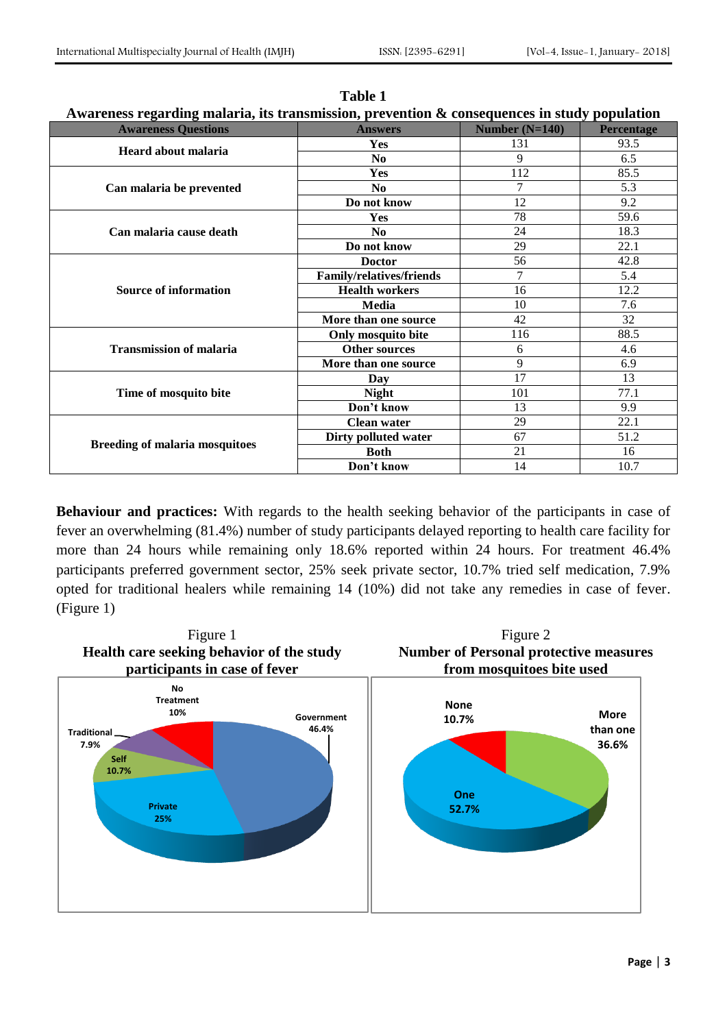**Table 1**

**Awareness regarding malaria, its transmission, prevention & consequences in study population**

| Awareness Questions | Answers | Number (N=140) | Percentage |
|---|---|---|---|
| **Heard about malaria** | **Yes** | 131 | 93.5 |
| | **No** | 9 | 6.5 |
| **Can malaria be prevented** | **Yes** | 112 | 85.5 |
| | **No** | 7 | 5.3 |
| | **Do not know** | 12 | 9.2 |
| **Can malaria cause death** | **Yes** | 78 | 59.6 |
| | **No** | 24 | 18.3 |
| | **Do not know** | 29 | 22.1 |
| **Source of information** | **Doctor** | 56 | 42.8 |
| | **Family/relatives/friends** | 7 | 5.4 |
| | **Health workers** | 16 | 12.2 |
| | **Media** | 10 | 7.6 |
| | **More than one source** | 42 | 32 |
| **Transmission of malaria** | **Only mosquito bite** | 116 | 88.5 |
| | **Other sources** | 6 | 4.6 |
| | **More than one source** | 9 | 6.9 |
| **Time of mosquito bite** | **Day** | 17 | 13 |
| | **Night** | 101 | 77.1 |
| | **Don't know** | 13 | 9.9 |
| **Breeding of malaria mosquitoes** | **Clean water** | 29 | 22.1 |
| | **Dirty polluted water** | 67 | 51.2 |
| | **Both** | 21 | 16 |
| | **Don't know** | 14 | 10.7 |

**Behaviour and practices:** With regards to the health seeking behavior of the participants in case of fever an overwhelming (81.4%) number of study participants delayed reporting to health care facility for more than 24 hours while remaining only 18.6% reported within 24 hours. For treatment 46.4% participants preferred government sector, 25% seek private sector, 10.7% tried self medication, 7.9% opted for traditional healers while remaining 14 (10%) did not take any remedies in case of fever. (Figure 1)

Figure 1
**Health care seeking behavior of the study participants in case of fever**

Government 46.4%; Private 25%; Self 10.7%; Traditional 7.9%; No Treatment 10%

Figure 2
**Number of Personal protective measures from mosquitoes bite used**

None 10.7%; One 52.7%; More than one 36.6%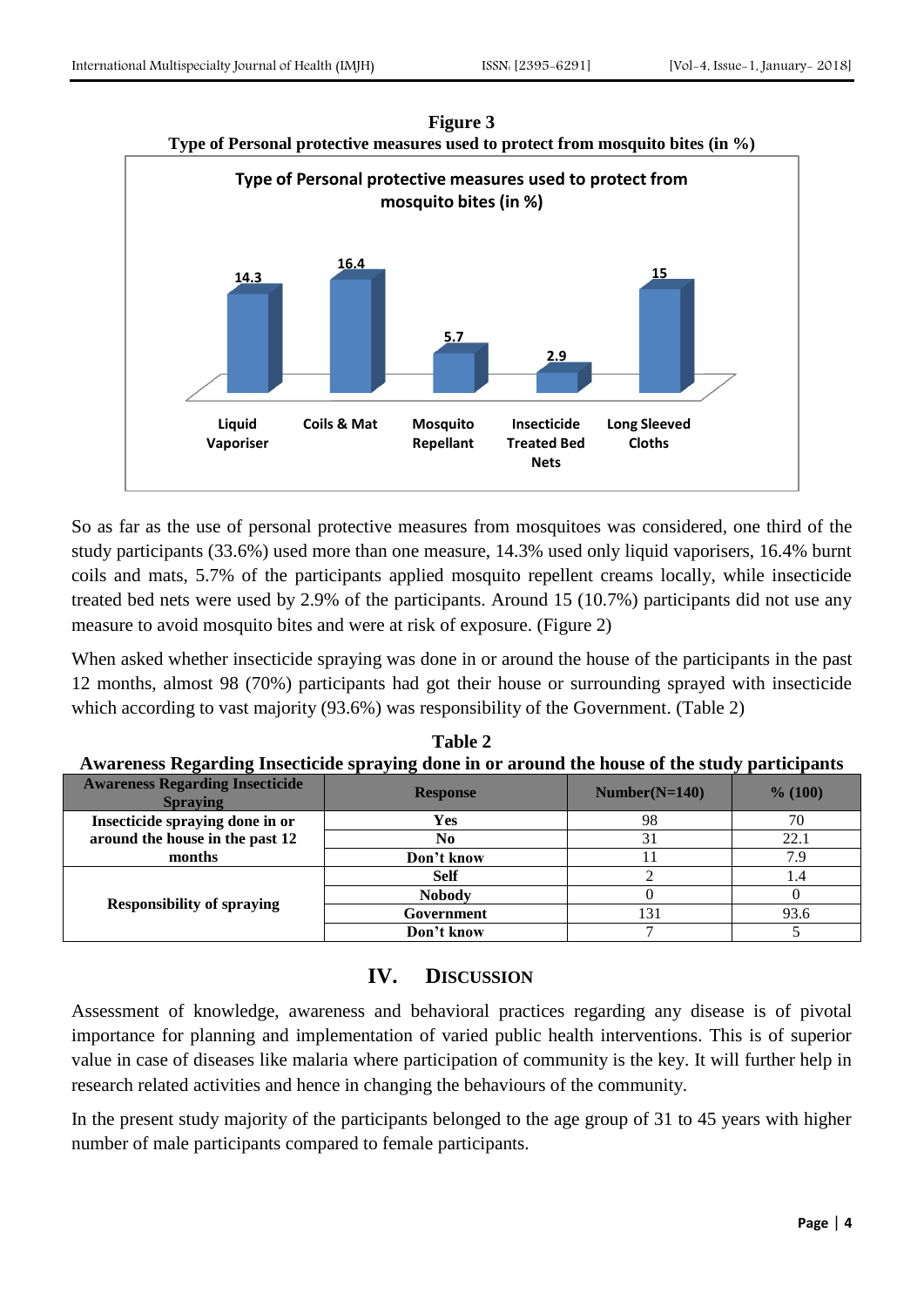**Figure 3**
**Type of Personal protective measures used to protect from mosquito bites (in %)**

So as far as the use of personal protective measures from mosquitoes was considered, one third of the study participants (33.6%) used more than one measure, 14.3% used only liquid vaporisers, 16.4% burnt coils and mats, 5.7% of the participants applied mosquito repellent creams locally, while insecticide treated bed nets were used by 2.9% of the participants. Around 15 (10.7%) participants did not use any measure to avoid mosquito bites and were at risk of exposure. (Figure 2)

When asked whether insecticide spraying was done in or around the house of the participants in the past 12 months, almost 98 (70%) participants had got their house or surrounding sprayed with insecticide which according to vast majority (93.6%) was responsibility of the Government. (Table 2)

**Table 2**
**Awareness Regarding Insecticide spraying done in or around the house of the study participants**

| Awareness Regarding Insecticide Spraying | Response | Number(N=140) | % (100) |
|---|---|---|---|
| Insecticide spraying done in or around the house in the past 12 months | Yes | 98 | 70 |
| | No | 31 | 22.1 |
| | Don't know | 11 | 7.9 |
| Responsibility of spraying | Self | 2 | 1.4 |
| | Nobody | 0 | 0 |
| | Government | 131 | 93.6 |
| | Don't know | 7 | 5 |

## IV. Discussion

Assessment of knowledge, awareness and behavioral practices regarding any disease is of pivotal importance for planning and implementation of varied public health interventions. This is of superior value in case of diseases like malaria where participation of community is the key. It will further help in research related activities and hence in changing the behaviours of the community.

In the present study majority of the participants belonged to the age group of 31 to 45 years with higher number of male participants compared to female participants.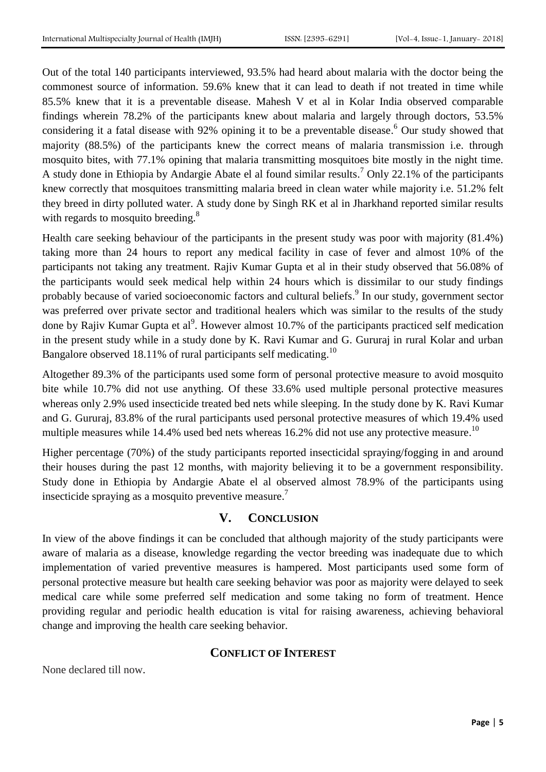Out of the total 140 participants interviewed, 93.5% had heard about malaria with the doctor being the commonest source of information. 59.6% knew that it can lead to death if not treated in time while 85.5% knew that it is a preventable disease. Mahesh V et al in Kolar India observed comparable findings wherein 78.2% of the participants knew about malaria and largely through doctors, 53.5% considering it a fatal disease with 92% opining it to be a preventable disease.[6] Our study showed that majority (88.5%) of the participants knew the correct means of malaria transmission i.e. through mosquito bites, with 77.1% opining that malaria transmitting mosquitoes bite mostly in the night time. A study done in Ethiopia by Andargie Abate el al found similar results.[7] Only 22.1% of the participants knew correctly that mosquitoes transmitting malaria breed in clean water while majority i.e. 51.2% felt they breed in dirty polluted water. A study done by Singh RK et al in Jharkhand reported similar results with regards to mosquito breeding.[8]

Health care seeking behaviour of the participants in the present study was poor with majority (81.4%) taking more than 24 hours to report any medical facility in case of fever and almost 10% of the participants not taking any treatment. Rajiv Kumar Gupta et al in their study observed that 56.08% of the participants would seek medical help within 24 hours which is dissimilar to our study findings probably because of varied socioeconomic factors and cultural beliefs.[9] In our study, government sector was preferred over private sector and traditional healers which was similar to the results of the study done by Rajiv Kumar Gupta et al[9]. However almost 10.7% of the participants practiced self medication in the present study while in a study done by K. Ravi Kumar and G. Gururaj in rural Kolar and urban Bangalore observed 18.11% of rural participants self medicating.[10]

Altogether 89.3% of the participants used some form of personal protective measure to avoid mosquito bite while 10.7% did not use anything. Of these 33.6% used multiple personal protective measures whereas only 2.9% used insecticide treated bed nets while sleeping. In the study done by K. Ravi Kumar and G. Gururaj, 83.8% of the rural participants used personal protective measures of which 19.4% used multiple measures while 14.4% used bed nets whereas 16.2% did not use any protective measure.[10]

Higher percentage (70%) of the study participants reported insecticidal spraying/fogging in and around their houses during the past 12 months, with majority believing it to be a government responsibility. Study done in Ethiopia by Andargie Abate el al observed almost 78.9% of the participants using insecticide spraying as a mosquito preventive measure.[7]

## V. CONCLUSION

In view of the above findings it can be concluded that although majority of the study participants were aware of malaria as a disease, knowledge regarding the vector breeding was inadequate due to which implementation of varied preventive measures is hampered. Most participants used some form of personal protective measure but health care seeking behavior was poor as majority were delayed to seek medical care while some preferred self medication and some taking no form of treatment. Hence providing regular and periodic health education is vital for raising awareness, achieving behavioral change and improving the health care seeking behavior.

## CONFLICT OF INTEREST

None declared till now.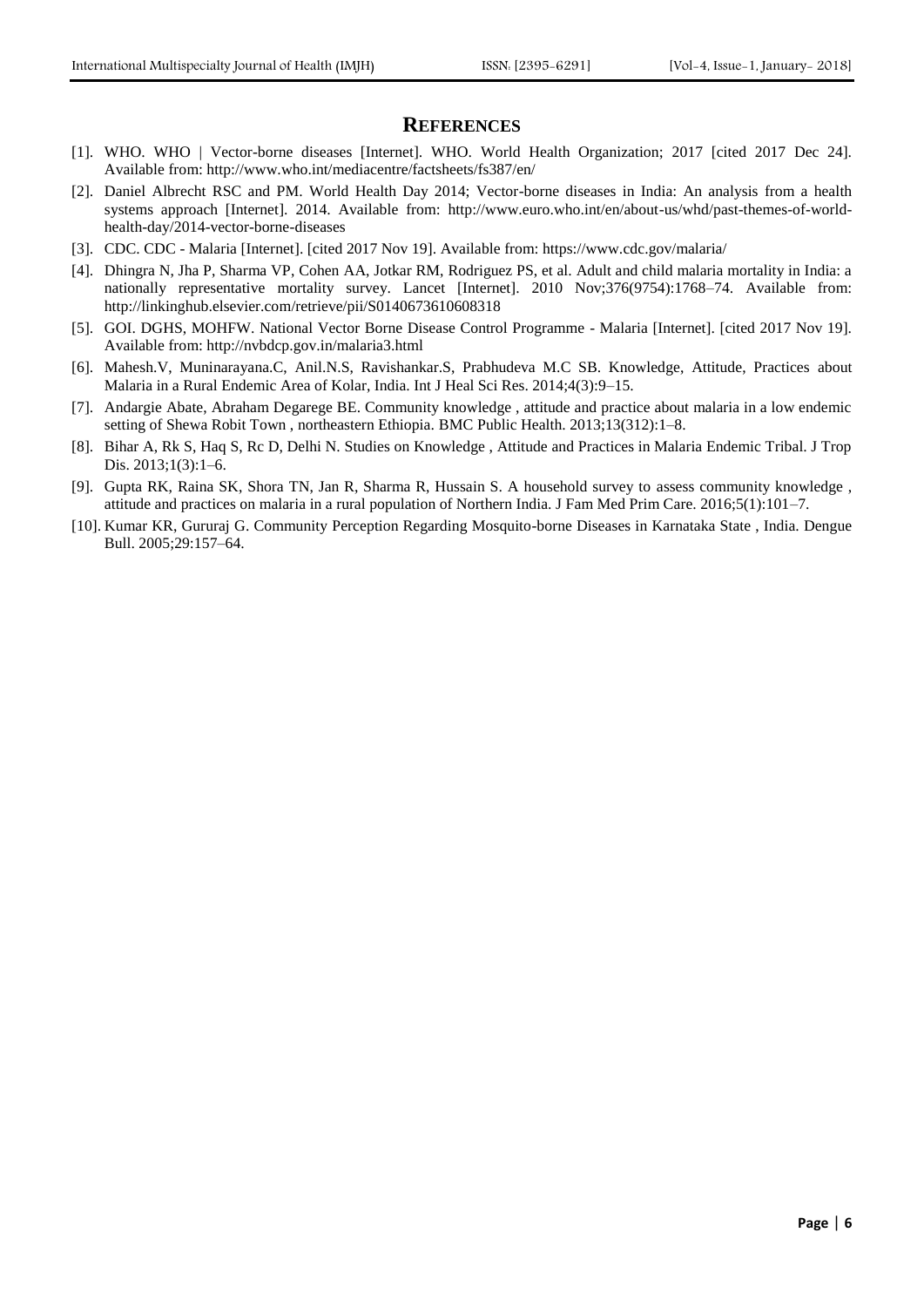## REFERENCES

[1]. WHO. WHO | Vector-borne diseases [Internet]. WHO. World Health Organization; 2017 [cited 2017 Dec 24]. Available from: http://www.who.int/mediacentre/factsheets/fs387/en/

[2]. Daniel Albrecht RSC and PM. World Health Day 2014; Vector-borne diseases in India: An analysis from a health systems approach [Internet]. 2014. Available from: http://www.euro.who.int/en/about-us/whd/past-themes-of-world-health-day/2014-vector-borne-diseases

[3]. CDC. CDC - Malaria [Internet]. [cited 2017 Nov 19]. Available from: https://www.cdc.gov/malaria/

[4]. Dhingra N, Jha P, Sharma VP, Cohen AA, Jotkar RM, Rodriguez PS, et al. Adult and child malaria mortality in India: a nationally representative mortality survey. Lancet [Internet]. 2010 Nov;376(9754):1768–74. Available from: http://linkinghub.elsevier.com/retrieve/pii/S0140673610608318

[5]. GOI. DGHS, MOHFW. National Vector Borne Disease Control Programme - Malaria [Internet]. [cited 2017 Nov 19]. Available from: http://nvbdcp.gov.in/malaria3.html

[6]. Mahesh.V, Muninarayana.C, Anil.N.S, Ravishankar.S, Prabhudeva M.C SB. Knowledge, Attitude, Practices about Malaria in a Rural Endemic Area of Kolar, India. Int J Heal Sci Res. 2014;4(3):9–15.

[7]. Andargie Abate, Abraham Degarege BE. Community knowledge , attitude and practice about malaria in a low endemic setting of Shewa Robit Town , northeastern Ethiopia. BMC Public Health. 2013;13(312):1–8.

[8]. Bihar A, Rk S, Haq S, Rc D, Delhi N. Studies on Knowledge , Attitude and Practices in Malaria Endemic Tribal. J Trop Dis. 2013;1(3):1–6.

[9]. Gupta RK, Raina SK, Shora TN, Jan R, Sharma R, Hussain S. A household survey to assess community knowledge , attitude and practices on malaria in a rural population of Northern India. J Fam Med Prim Care. 2016;5(1):101–7.

[10]. Kumar KR, Gururaj G. Community Perception Regarding Mosquito-borne Diseases in Karnataka State , India. Dengue Bull. 2005;29:157–64.